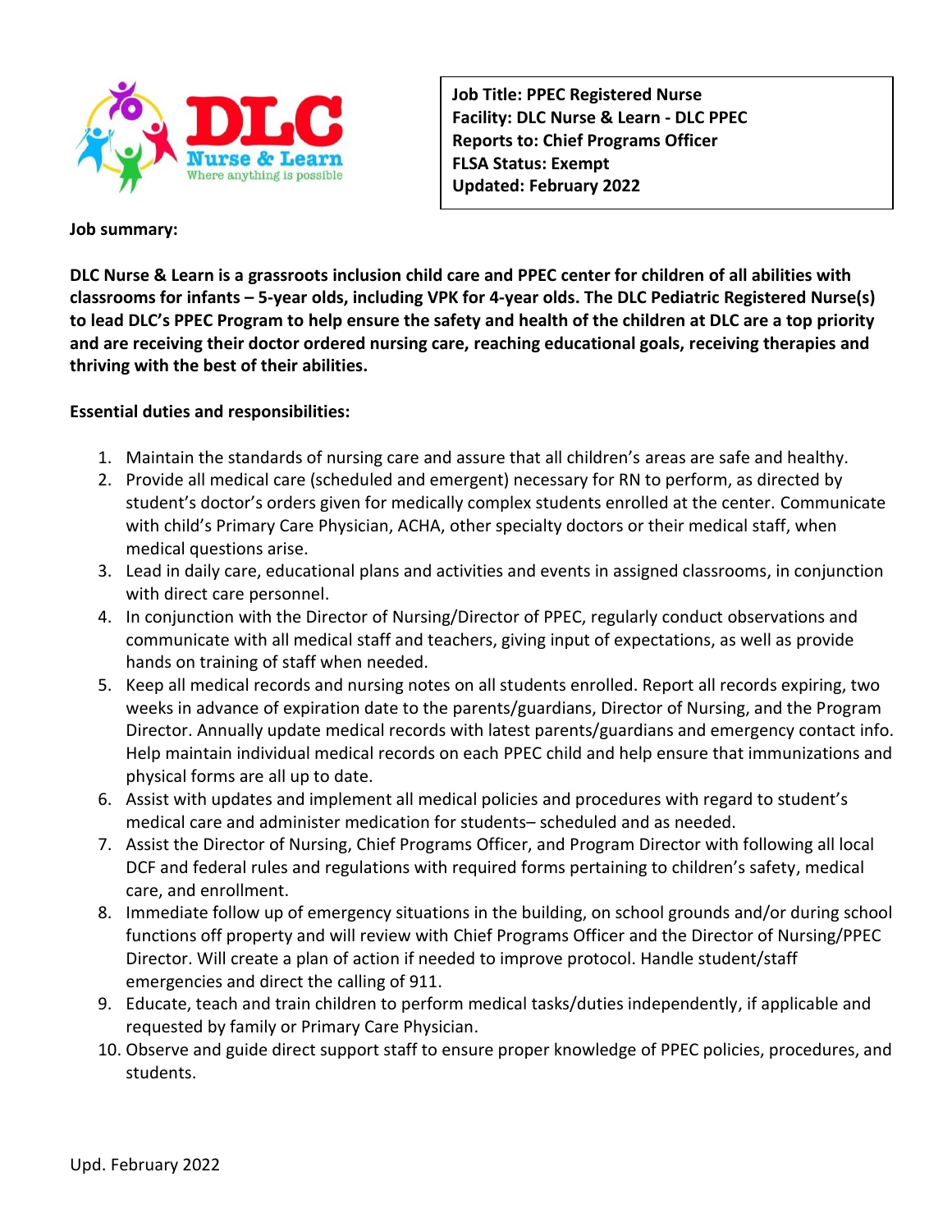**Job Title: PPEC Registered Nurse**
**Facility: DLC Nurse & Learn - DLC PPEC**
**Reports to: Chief Programs Officer**
**FLSA Status: Exempt**
**Updated: February 2022**

**Job summary:**

**DLC Nurse & Learn is a grassroots inclusion child care and PPEC center for children of all abilities with classrooms for infants – 5-year olds, including VPK for 4-year olds. The DLC Pediatric Registered Nurse(s) to lead DLC's PPEC Program to help ensure the safety and health of the children at DLC are a top priority and are receiving their doctor ordered nursing care, reaching educational goals, receiving therapies and thriving with the best of their abilities.**

**Essential duties and responsibilities:**

1. Maintain the standards of nursing care and assure that all children's areas are safe and healthy.
2. Provide all medical care (scheduled and emergent) necessary for RN to perform, as directed by student's doctor's orders given for medically complex students enrolled at the center. Communicate with child's Primary Care Physician, ACHA, other specialty doctors or their medical staff, when medical questions arise.
3. Lead in daily care, educational plans and activities and events in assigned classrooms, in conjunction with direct care personnel.
4. In conjunction with the Director of Nursing/Director of PPEC, regularly conduct observations and communicate with all medical staff and teachers, giving input of expectations, as well as provide hands on training of staff when needed.
5. Keep all medical records and nursing notes on all students enrolled. Report all records expiring, two weeks in advance of expiration date to the parents/guardians, Director of Nursing, and the Program Director. Annually update medical records with latest parents/guardians and emergency contact info. Help maintain individual medical records on each PPEC child and help ensure that immunizations and physical forms are all up to date.
6. Assist with updates and implement all medical policies and procedures with regard to student's medical care and administer medication for students– scheduled and as needed.
7. Assist the Director of Nursing, Chief Programs Officer, and Program Director with following all local DCF and federal rules and regulations with required forms pertaining to children's safety, medical care, and enrollment.
8. Immediate follow up of emergency situations in the building, on school grounds and/or during school functions off property and will review with Chief Programs Officer and the Director of Nursing/PPEC Director. Will create a plan of action if needed to improve protocol. Handle student/staff emergencies and direct the calling of 911.
9. Educate, teach and train children to perform medical tasks/duties independently, if applicable and requested by family or Primary Care Physician.
10. Observe and guide direct support staff to ensure proper knowledge of PPEC policies, procedures, and students.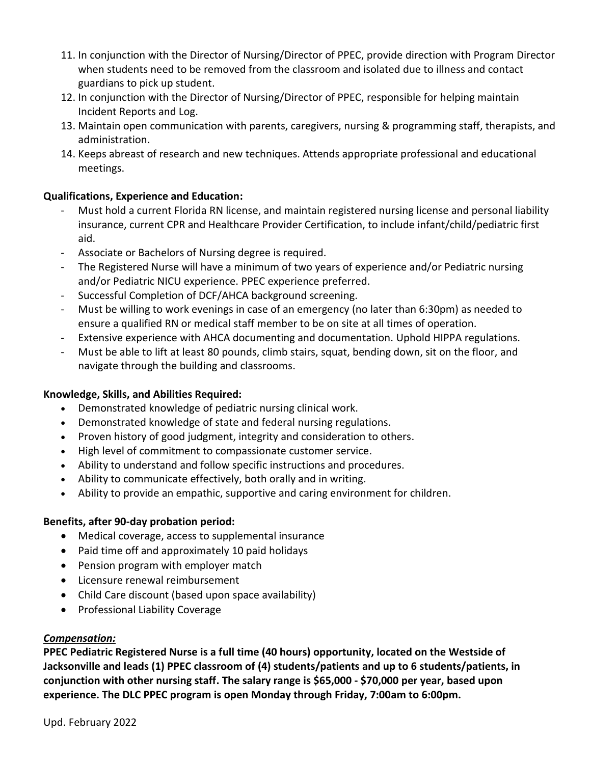11. In conjunction with the Director of Nursing/Director of PPEC, provide direction with Program Director when students need to be removed from the classroom and isolated due to illness and contact guardians to pick up student.
12. In conjunction with the Director of Nursing/Director of PPEC, responsible for helping maintain Incident Reports and Log.
13. Maintain open communication with parents, caregivers, nursing & programming staff, therapists, and administration.
14. Keeps abreast of research and new techniques. Attends appropriate professional and educational meetings.

**Qualifications, Experience and Education:**

- Must hold a current Florida RN license, and maintain registered nursing license and personal liability insurance, current CPR and Healthcare Provider Certification, to include infant/child/pediatric first aid.
- Associate or Bachelors of Nursing degree is required.
- The Registered Nurse will have a minimum of two years of experience and/or Pediatric nursing and/or Pediatric NICU experience. PPEC experience preferred.
- Successful Completion of DCF/AHCA background screening.
- Must be willing to work evenings in case of an emergency (no later than 6:30pm) as needed to ensure a qualified RN or medical staff member to be on site at all times of operation.
- Extensive experience with AHCA documenting and documentation. Uphold HIPPA regulations.
- Must be able to lift at least 80 pounds, climb stairs, squat, bending down, sit on the floor, and navigate through the building and classrooms.

**Knowledge, Skills, and Abilities Required:**

- Demonstrated knowledge of pediatric nursing clinical work.
- Demonstrated knowledge of state and federal nursing regulations.
- Proven history of good judgment, integrity and consideration to others.
- High level of commitment to compassionate customer service.
- Ability to understand and follow specific instructions and procedures.
- Ability to communicate effectively, both orally and in writing.
- Ability to provide an empathic, supportive and caring environment for children.

**Benefits, after 90-day probation period:**

- Medical coverage, access to supplemental insurance
- Paid time off and approximately 10 paid holidays
- Pension program with employer match
- Licensure renewal reimbursement
- Child Care discount (based upon space availability)
- Professional Liability Coverage

***Compensation:***

**PPEC Pediatric Registered Nurse is a full time (40 hours) opportunity, located on the Westside of Jacksonville and leads (1) PPEC classroom of (4) students/patients and up to 6 students/patients, in conjunction with other nursing staff. The salary range is $65,000 - $70,000 per year, based upon experience. The DLC PPEC program is open Monday through Friday, 7:00am to 6:00pm.**

Upd. February 2022